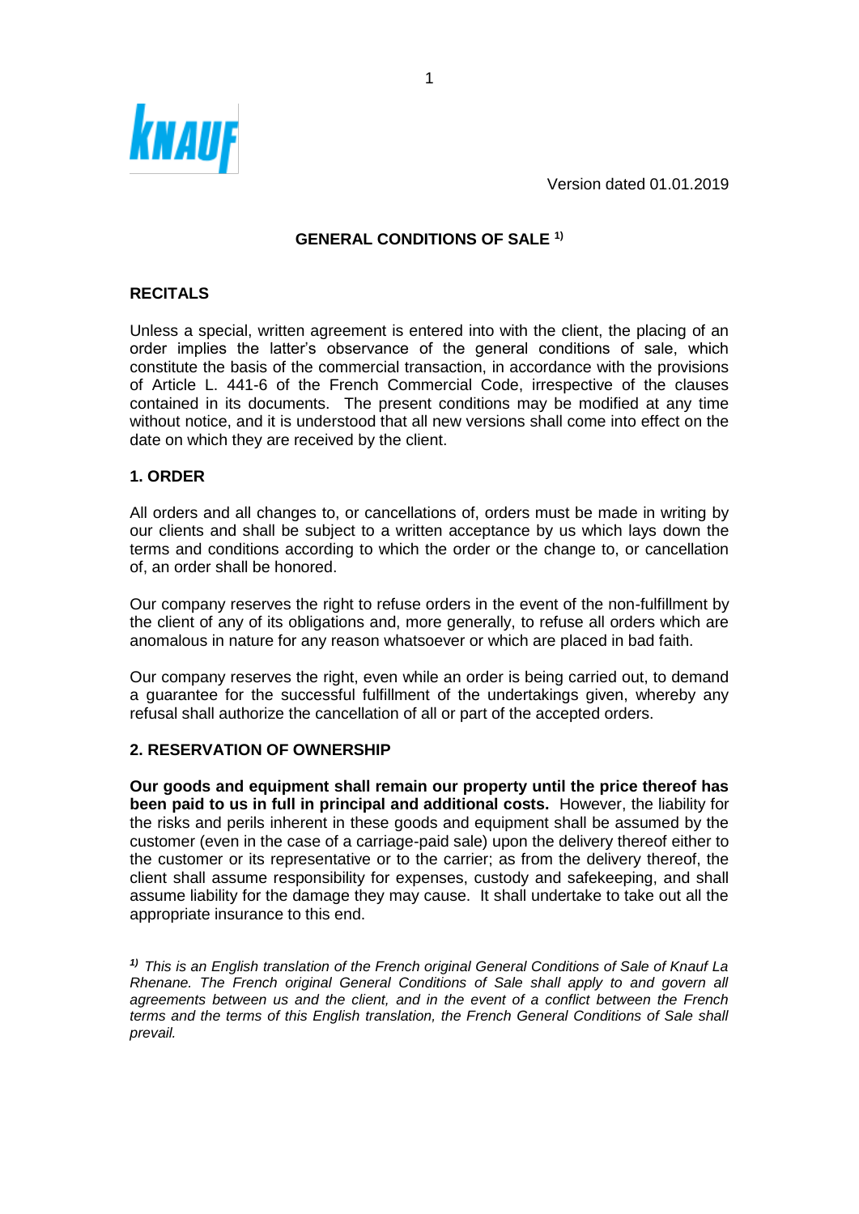Version dated 01.01.2019

# GENERAL CONDITIONS OF SALE [1)]

## RECITALS

Unless a special, written agreement is entered into with the client, the placing of an order implies the latter's observance of the general conditions of sale, which constitute the basis of the commercial transaction, in accordance with the provisions of Article L. 441-6 of the French Commercial Code, irrespective of the clauses contained in its documents. The present conditions may be modified at any time without notice, and it is understood that all new versions shall come into effect on the date on which they are received by the client.

## 1. ORDER

All orders and all changes to, or cancellations of, orders must be made in writing by our clients and shall be subject to a written acceptance by us which lays down the terms and conditions according to which the order or the change to, or cancellation of, an order shall be honored.

Our company reserves the right to refuse orders in the event of the non-fulfillment by the client of any of its obligations and, more generally, to refuse all orders which are anomalous in nature for any reason whatsoever or which are placed in bad faith.

Our company reserves the right, even while an order is being carried out, to demand a guarantee for the successful fulfillment of the undertakings given, whereby any refusal shall authorize the cancellation of all or part of the accepted orders.

## 2. RESERVATION OF OWNERSHIP

**Our goods and equipment shall remain our property until the price thereof has been paid to us in full in principal and additional costs.** However, the liability for the risks and perils inherent in these goods and equipment shall be assumed by the customer (even in the case of a carriage-paid sale) upon the delivery thereof either to the customer or its representative or to the carrier; as from the delivery thereof, the client shall assume responsibility for expenses, custody and safekeeping, and shall assume liability for the damage they may cause. It shall undertake to take out all the appropriate insurance to this end.

*[1)] This is an English translation of the French original General Conditions of Sale of Knauf La Rhenane. The French original General Conditions of Sale shall apply to and govern all agreements between us and the client, and in the event of a conflict between the French terms and the terms of this English translation, the French General Conditions of Sale shall prevail.*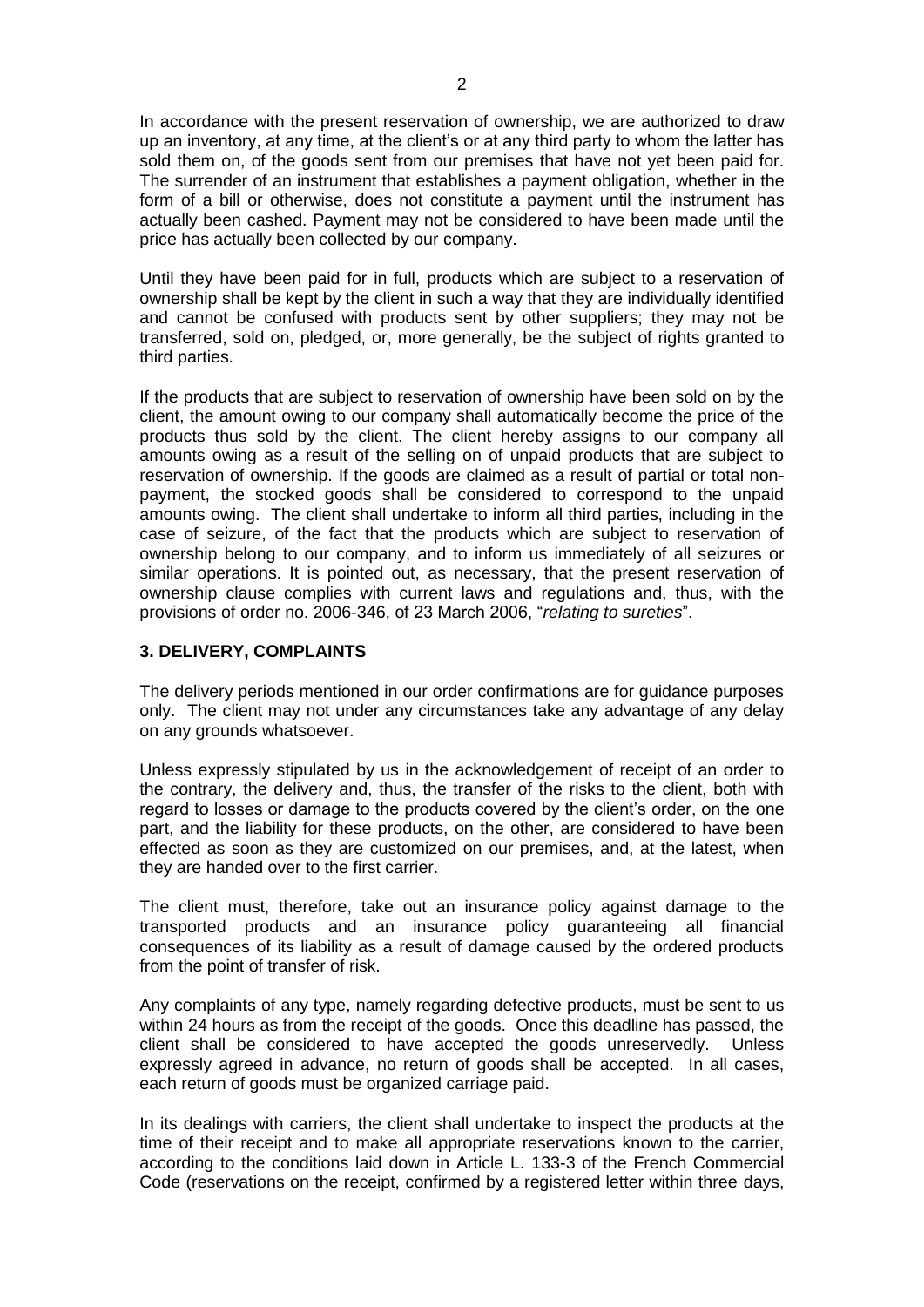In accordance with the present reservation of ownership, we are authorized to draw up an inventory, at any time, at the client's or at any third party to whom the latter has sold them on, of the goods sent from our premises that have not yet been paid for. The surrender of an instrument that establishes a payment obligation, whether in the form of a bill or otherwise, does not constitute a payment until the instrument has actually been cashed. Payment may not be considered to have been made until the price has actually been collected by our company.

Until they have been paid for in full, products which are subject to a reservation of ownership shall be kept by the client in such a way that they are individually identified and cannot be confused with products sent by other suppliers; they may not be transferred, sold on, pledged, or, more generally, be the subject of rights granted to third parties.

If the products that are subject to reservation of ownership have been sold on by the client, the amount owing to our company shall automatically become the price of the products thus sold by the client. The client hereby assigns to our company all amounts owing as a result of the selling on of unpaid products that are subject to reservation of ownership. If the goods are claimed as a result of partial or total non-payment, the stocked goods shall be considered to correspond to the unpaid amounts owing. The client shall undertake to inform all third parties, including in the case of seizure, of the fact that the products which are subject to reservation of ownership belong to our company, and to inform us immediately of all seizures or similar operations. It is pointed out, as necessary, that the present reservation of ownership clause complies with current laws and regulations and, thus, with the provisions of order no. 2006-346, of 23 March 2006, "*relating to sureties*".

## 3. DELIVERY, COMPLAINTS

The delivery periods mentioned in our order confirmations are for guidance purposes only. The client may not under any circumstances take any advantage of any delay on any grounds whatsoever.

Unless expressly stipulated by us in the acknowledgement of receipt of an order to the contrary, the delivery and, thus, the transfer of the risks to the client, both with regard to losses or damage to the products covered by the client's order, on the one part, and the liability for these products, on the other, are considered to have been effected as soon as they are customized on our premises, and, at the latest, when they are handed over to the first carrier.

The client must, therefore, take out an insurance policy against damage to the transported products and an insurance policy guaranteeing all financial consequences of its liability as a result of damage caused by the ordered products from the point of transfer of risk.

Any complaints of any type, namely regarding defective products, must be sent to us within 24 hours as from the receipt of the goods. Once this deadline has passed, the client shall be considered to have accepted the goods unreservedly. Unless expressly agreed in advance, no return of goods shall be accepted. In all cases, each return of goods must be organized carriage paid.

In its dealings with carriers, the client shall undertake to inspect the products at the time of their receipt and to make all appropriate reservations known to the carrier, according to the conditions laid down in Article L. 133-3 of the French Commercial Code (reservations on the receipt, confirmed by a registered letter within three days,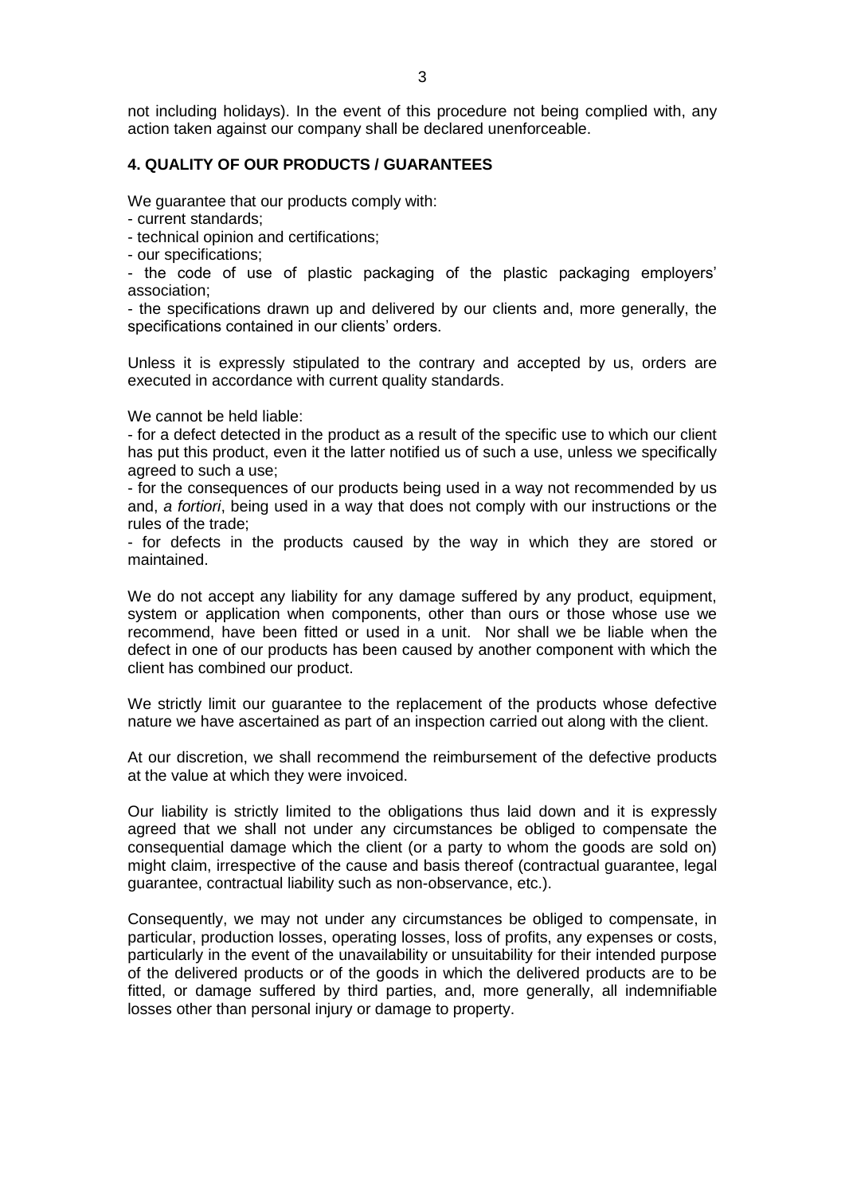not including holidays). In the event of this procedure not being complied with, any action taken against our company shall be declared unenforceable.

**4. QUALITY OF OUR PRODUCTS / GUARANTEES**

We guarantee that our products comply with:

- current standards;
- technical opinion and certifications;
- our specifications;
- the code of use of plastic packaging of the plastic packaging employers' association;
- the specifications drawn up and delivered by our clients and, more generally, the specifications contained in our clients' orders.

Unless it is expressly stipulated to the contrary and accepted by us, orders are executed in accordance with current quality standards.

We cannot be held liable:

- for a defect detected in the product as a result of the specific use to which our client has put this product, even it the latter notified us of such a use, unless we specifically agreed to such a use;
- for the consequences of our products being used in a way not recommended by us and, *a fortiori*, being used in a way that does not comply with our instructions or the rules of the trade;
- for defects in the products caused by the way in which they are stored or maintained.

We do not accept any liability for any damage suffered by any product, equipment, system or application when components, other than ours or those whose use we recommend, have been fitted or used in a unit. Nor shall we be liable when the defect in one of our products has been caused by another component with which the client has combined our product.

We strictly limit our guarantee to the replacement of the products whose defective nature we have ascertained as part of an inspection carried out along with the client.

At our discretion, we shall recommend the reimbursement of the defective products at the value at which they were invoiced.

Our liability is strictly limited to the obligations thus laid down and it is expressly agreed that we shall not under any circumstances be obliged to compensate the consequential damage which the client (or a party to whom the goods are sold on) might claim, irrespective of the cause and basis thereof (contractual guarantee, legal guarantee, contractual liability such as non-observance, etc.).

Consequently, we may not under any circumstances be obliged to compensate, in particular, production losses, operating losses, loss of profits, any expenses or costs, particularly in the event of the unavailability or unsuitability for their intended purpose of the delivered products or of the goods in which the delivered products are to be fitted, or damage suffered by third parties, and, more generally, all indemnifiable losses other than personal injury or damage to property.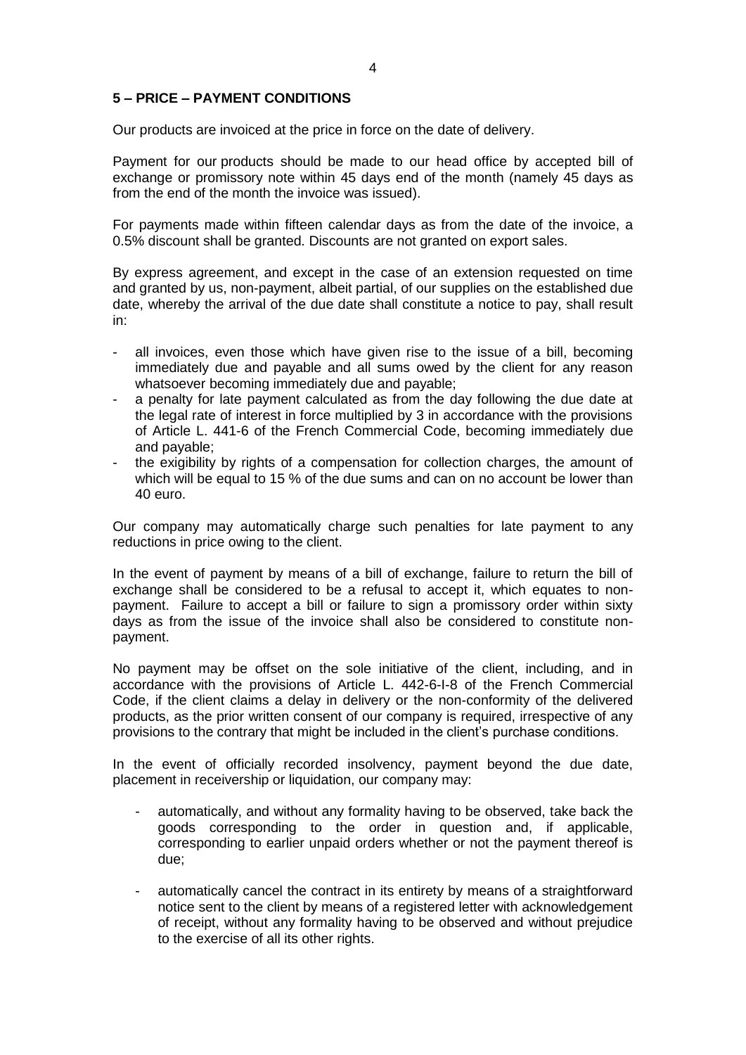## 5 – PRICE – PAYMENT CONDITIONS

Our products are invoiced at the price in force on the date of delivery.

Payment for our products should be made to our head office by accepted bill of exchange or promissory note within 45 days end of the month (namely 45 days as from the end of the month the invoice was issued).

For payments made within fifteen calendar days as from the date of the invoice, a 0.5% discount shall be granted. Discounts are not granted on export sales.

By express agreement, and except in the case of an extension requested on time and granted by us, non-payment, albeit partial, of our supplies on the established due date, whereby the arrival of the due date shall constitute a notice to pay, shall result in:

- all invoices, even those which have given rise to the issue of a bill, becoming immediately due and payable and all sums owed by the client for any reason whatsoever becoming immediately due and payable;
- a penalty for late payment calculated as from the day following the due date at the legal rate of interest in force multiplied by 3 in accordance with the provisions of Article L. 441-6 of the French Commercial Code, becoming immediately due and payable;
- the exigibility by rights of a compensation for collection charges, the amount of which will be equal to 15 % of the due sums and can on no account be lower than 40 euro.

Our company may automatically charge such penalties for late payment to any reductions in price owing to the client.

In the event of payment by means of a bill of exchange, failure to return the bill of exchange shall be considered to be a refusal to accept it, which equates to non-payment. Failure to accept a bill or failure to sign a promissory order within sixty days as from the issue of the invoice shall also be considered to constitute non-payment.

No payment may be offset on the sole initiative of the client, including, and in accordance with the provisions of Article L. 442-6-I-8 of the French Commercial Code, if the client claims a delay in delivery or the non-conformity of the delivered products, as the prior written consent of our company is required, irrespective of any provisions to the contrary that might be included in the client's purchase conditions.

In the event of officially recorded insolvency, payment beyond the due date, placement in receivership or liquidation, our company may:

- automatically, and without any formality having to be observed, take back the goods corresponding to the order in question and, if applicable, corresponding to earlier unpaid orders whether or not the payment thereof is due;

- automatically cancel the contract in its entirety by means of a straightforward notice sent to the client by means of a registered letter with acknowledgement of receipt, without any formality having to be observed and without prejudice to the exercise of all its other rights.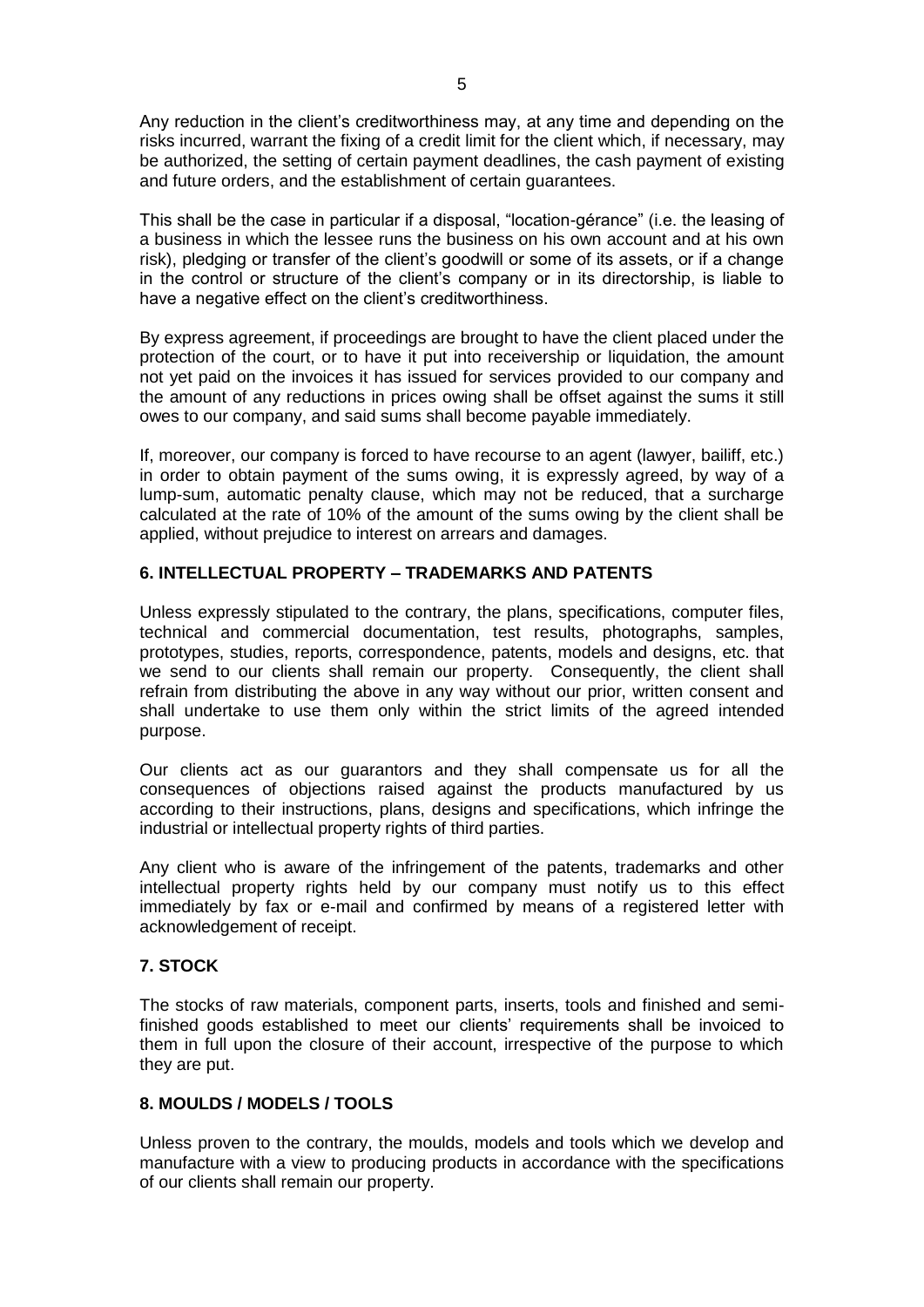Any reduction in the client's creditworthiness may, at any time and depending on the risks incurred, warrant the fixing of a credit limit for the client which, if necessary, may be authorized, the setting of certain payment deadlines, the cash payment of existing and future orders, and the establishment of certain guarantees.

This shall be the case in particular if a disposal, "location-gérance" (i.e. the leasing of a business in which the lessee runs the business on his own account and at his own risk), pledging or transfer of the client's goodwill or some of its assets, or if a change in the control or structure of the client's company or in its directorship, is liable to have a negative effect on the client's creditworthiness.

By express agreement, if proceedings are brought to have the client placed under the protection of the court, or to have it put into receivership or liquidation, the amount not yet paid on the invoices it has issued for services provided to our company and the amount of any reductions in prices owing shall be offset against the sums it still owes to our company, and said sums shall become payable immediately.

If, moreover, our company is forced to have recourse to an agent (lawyer, bailiff, etc.) in order to obtain payment of the sums owing, it is expressly agreed, by way of a lump-sum, automatic penalty clause, which may not be reduced, that a surcharge calculated at the rate of 10% of the amount of the sums owing by the client shall be applied, without prejudice to interest on arrears and damages.

## 6. INTELLECTUAL PROPERTY – TRADEMARKS AND PATENTS

Unless expressly stipulated to the contrary, the plans, specifications, computer files, technical and commercial documentation, test results, photographs, samples, prototypes, studies, reports, correspondence, patents, models and designs, etc. that we send to our clients shall remain our property. Consequently, the client shall refrain from distributing the above in any way without our prior, written consent and shall undertake to use them only within the strict limits of the agreed intended purpose.

Our clients act as our guarantors and they shall compensate us for all the consequences of objections raised against the products manufactured by us according to their instructions, plans, designs and specifications, which infringe the industrial or intellectual property rights of third parties.

Any client who is aware of the infringement of the patents, trademarks and other intellectual property rights held by our company must notify us to this effect immediately by fax or e-mail and confirmed by means of a registered letter with acknowledgement of receipt.

## 7. STOCK

The stocks of raw materials, component parts, inserts, tools and finished and semi-finished goods established to meet our clients' requirements shall be invoiced to them in full upon the closure of their account, irrespective of the purpose to which they are put.

## 8. MOULDS / MODELS / TOOLS

Unless proven to the contrary, the moulds, models and tools which we develop and manufacture with a view to producing products in accordance with the specifications of our clients shall remain our property.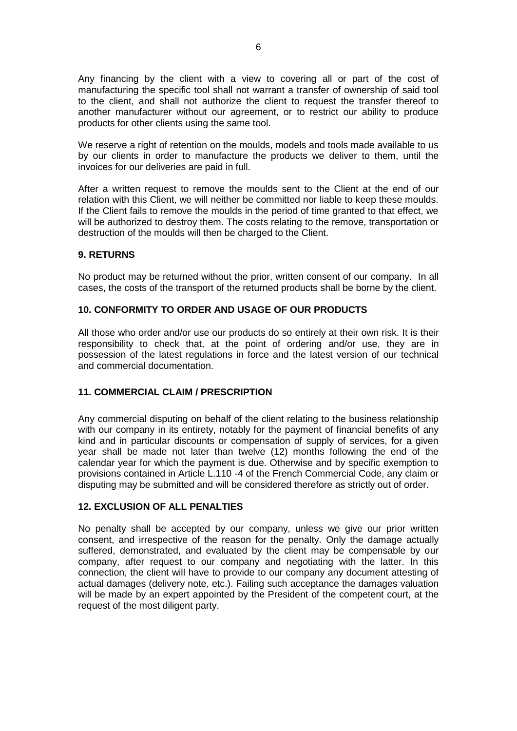Any financing by the client with a view to covering all or part of the cost of manufacturing the specific tool shall not warrant a transfer of ownership of said tool to the client, and shall not authorize the client to request the transfer thereof to another manufacturer without our agreement, or to restrict our ability to produce products for other clients using the same tool.

We reserve a right of retention on the moulds, models and tools made available to us by our clients in order to manufacture the products we deliver to them, until the invoices for our deliveries are paid in full.

After a written request to remove the moulds sent to the Client at the end of our relation with this Client, we will neither be committed nor liable to keep these moulds. If the Client fails to remove the moulds in the period of time granted to that effect, we will be authorized to destroy them. The costs relating to the remove, transportation or destruction of the moulds will then be charged to the Client.

## 9. RETURNS

No product may be returned without the prior, written consent of our company. In all cases, the costs of the transport of the returned products shall be borne by the client.

## 10. CONFORMITY TO ORDER AND USAGE OF OUR PRODUCTS

All those who order and/or use our products do so entirely at their own risk. It is their responsibility to check that, at the point of ordering and/or use, they are in possession of the latest regulations in force and the latest version of our technical and commercial documentation.

## 11. COMMERCIAL CLAIM / PRESCRIPTION

Any commercial disputing on behalf of the client relating to the business relationship with our company in its entirety, notably for the payment of financial benefits of any kind and in particular discounts or compensation of supply of services, for a given year shall be made not later than twelve (12) months following the end of the calendar year for which the payment is due. Otherwise and by specific exemption to provisions contained in Article L.110 -4 of the French Commercial Code, any claim or disputing may be submitted and will be considered therefore as strictly out of order.

## 12. EXCLUSION OF ALL PENALTIES

No penalty shall be accepted by our company, unless we give our prior written consent, and irrespective of the reason for the penalty. Only the damage actually suffered, demonstrated, and evaluated by the client may be compensable by our company, after request to our company and negotiating with the latter. In this connection, the client will have to provide to our company any document attesting of actual damages (delivery note, etc.). Failing such acceptance the damages valuation will be made by an expert appointed by the President of the competent court, at the request of the most diligent party.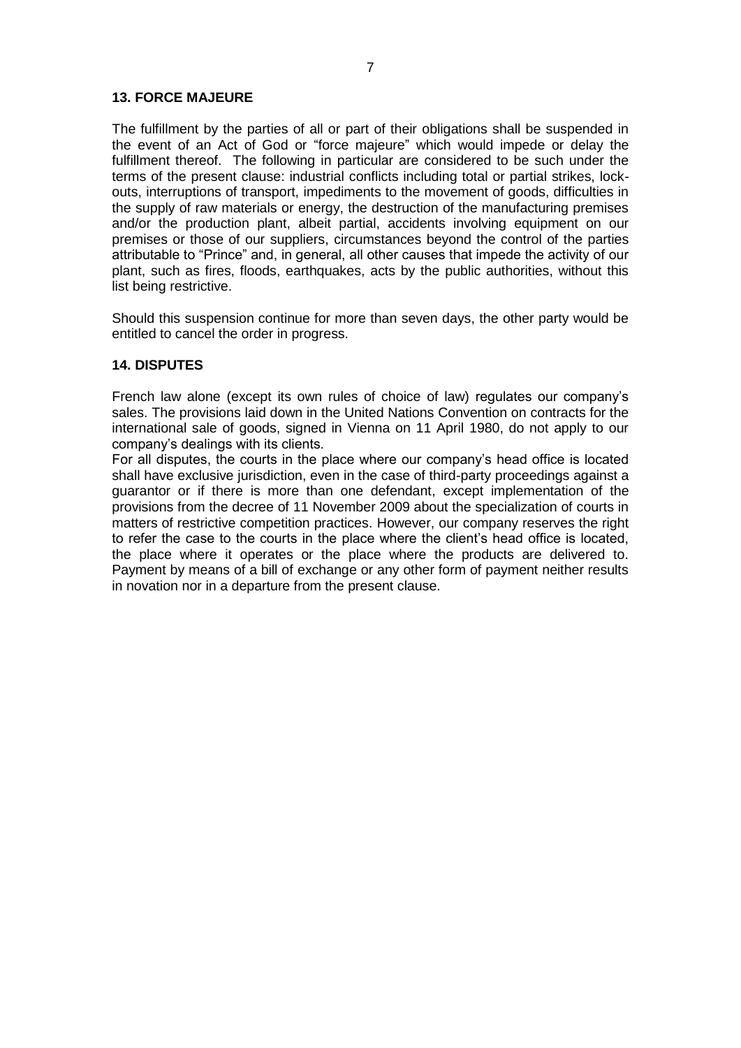## 13. FORCE MAJEURE

The fulfillment by the parties of all or part of their obligations shall be suspended in the event of an Act of God or "force majeure" which would impede or delay the fulfillment thereof. The following in particular are considered to be such under the terms of the present clause: industrial conflicts including total or partial strikes, lock-outs, interruptions of transport, impediments to the movement of goods, difficulties in the supply of raw materials or energy, the destruction of the manufacturing premises and/or the production plant, albeit partial, accidents involving equipment on our premises or those of our suppliers, circumstances beyond the control of the parties attributable to "Prince" and, in general, all other causes that impede the activity of our plant, such as fires, floods, earthquakes, acts by the public authorities, without this list being restrictive.

Should this suspension continue for more than seven days, the other party would be entitled to cancel the order in progress.

## 14. DISPUTES

French law alone (except its own rules of choice of law) regulates our company's sales. The provisions laid down in the United Nations Convention on contracts for the international sale of goods, signed in Vienna on 11 April 1980, do not apply to our company's dealings with its clients.

For all disputes, the courts in the place where our company's head office is located shall have exclusive jurisdiction, even in the case of third-party proceedings against a guarantor or if there is more than one defendant, except implementation of the provisions from the decree of 11 November 2009 about the specialization of courts in matters of restrictive competition practices. However, our company reserves the right to refer the case to the courts in the place where the client's head office is located, the place where it operates or the place where the products are delivered to. Payment by means of a bill of exchange or any other form of payment neither results in novation nor in a departure from the present clause.